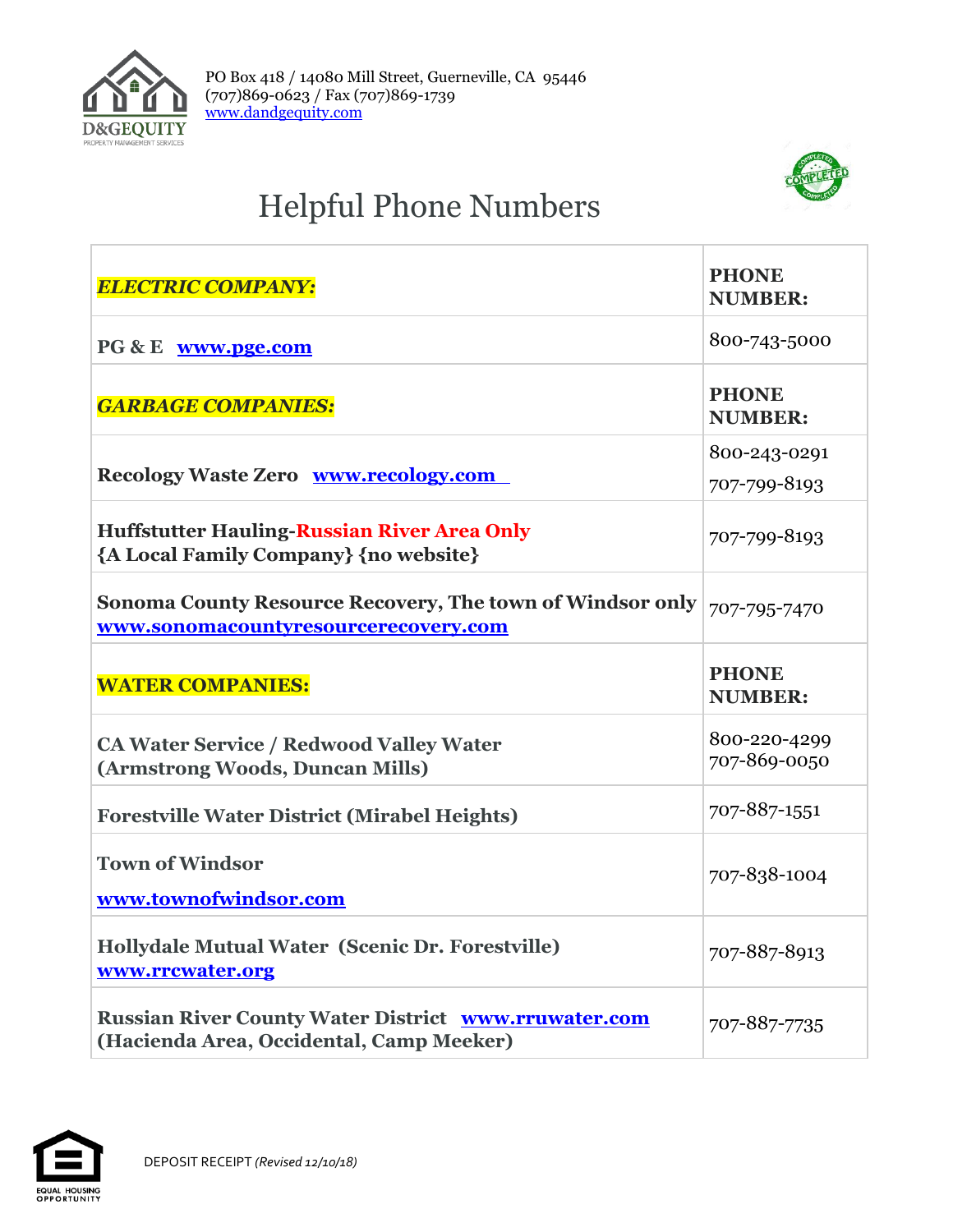PO Box 418 / 14080 Mill Street, Guerneville, CA 95446
(707)869-0623 / Fax (707)869-1739
www.dandgequity.com

# Helpful Phone Numbers

| | |
|---|---|
| ***ELECTRIC COMPANY:*** | **PHONE NUMBER:** |
| **PG & E** **www.pge.com** | 800-743-5000 |
| ***GARBAGE COMPANIES:*** | **PHONE NUMBER:** |
| **Recology Waste Zero** **www.recology.com** | 800-243-0291<br>707-799-8193 |
| **Huffstutter Hauling-Russian River Area Only {A Local Family Company} {no website}** | 707-799-8193 |
| **Sonoma County Resource Recovery, The town of Windsor only** **www.sonomacountyresourcerecovery.com** | 707-795-7470 |
| **WATER COMPANIES:** | **PHONE NUMBER:** |
| **CA Water Service / Redwood Valley Water (Armstrong Woods, Duncan Mills)** | 800-220-4299<br>707-869-0050 |
| **Forestville Water District (Mirabel Heights)** | 707-887-1551 |
| **Town of Windsor** **www.townofwindsor.com** | 707-838-1004 |
| **Hollydale Mutual Water (Scenic Dr. Forestville)** **www.rrcwater.org** | 707-887-8913 |
| **Russian River County Water District** **www.rruwater.com** **(Hacienda Area, Occidental, Camp Meeker)** | 707-887-7735 |

DEPOSIT RECEIPT *(Revised 12/10/18)*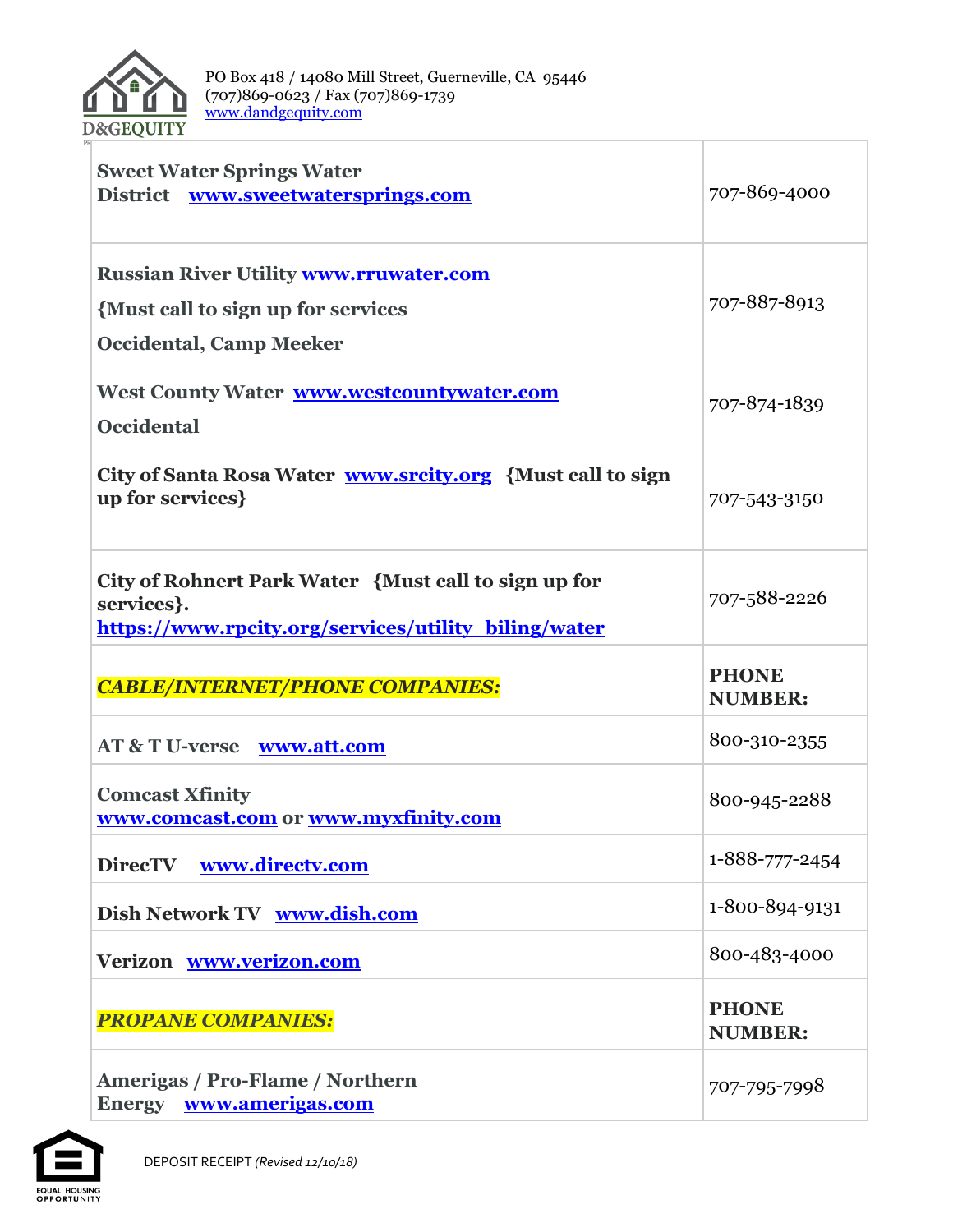PO Box 418 / 14080 Mill Street, Guerneville, CA 95446
(707)869-0623 / Fax (707)869-1739
www.dandgequity.com

| | |
|---|---|
| **Sweet Water Springs Water District [www.sweetwatersprings.com](www.sweetwatersprings.com)** | 707-869-4000 |
| **Russian River Utility [www.rruwater.com](www.rruwater.com)**<br>**{Must call to sign up for services**<br>**Occidental, Camp Meeker** | 707-887-8913 |
| **West County Water [www.westcountywater.com](www.westcountywater.com)**<br>**Occidental** | 707-874-1839 |
| **City of Santa Rosa Water [www.srcity.org](www.srcity.org) {Must call to sign up for services}** | 707-543-3150 |
| **City of Rohnert Park Water {Must call to sign up for services}.**<br>**[https://www.rpcity.org/services/utility_biling/water](https://www.rpcity.org/services/utility_biling/water)** | 707-588-2226 |
| ***CABLE/INTERNET/PHONE COMPANIES:*** | **PHONE NUMBER:** |
| **AT & T U-verse [www.att.com](www.att.com)** | 800-310-2355 |
| **Comcast Xfinity**<br>**[www.comcast.com](www.comcast.com) or [www.myxfinity.com](www.myxfinity.com)** | 800-945-2288 |
| **DirecTV [www.directv.com](www.directv.com)** | 1-888-777-2454 |
| **Dish Network TV [www.dish.com](www.dish.com)** | 1-800-894-9131 |
| **Verizon [www.verizon.com](www.verizon.com)** | 800-483-4000 |
| ***PROPANE COMPANIES:*** | **PHONE NUMBER:** |
| **Amerigas / Pro-Flame / Northern Energy [www.amerigas.com](www.amerigas.com)** | 707-795-7998 |

DEPOSIT RECEIPT *(Revised 12/10/18)*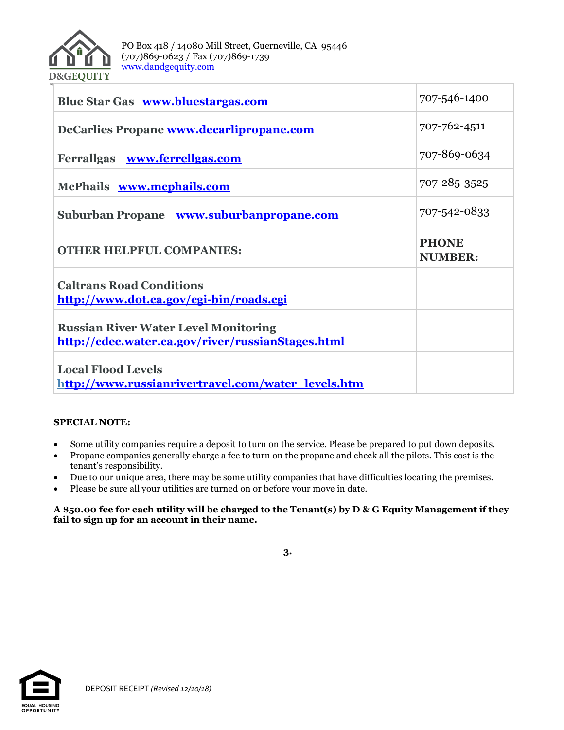PO Box 418 / 14080 Mill Street, Guerneville, CA 95446
(707)869-0623 / Fax (707)869-1739
www.dandgequity.com

| | |
|---|---|
| **Blue Star Gas www.bluestargas.com** | 707-546-1400 |
| **DeCarlies Propane www.decarlipropane.com** | 707-762-4511 |
| **Ferrallgas www.ferrellgas.com** | 707-869-0634 |
| **McPhails www.mcphails.com** | 707-285-3525 |
| **Suburban Propane www.suburbanpropane.com** | 707-542-0833 |
| **OTHER HELPFUL COMPANIES:** | **PHONE NUMBER:** |
| **Caltrans Road Conditions http://www.dot.ca.gov/cgi-bin/roads.cgi** | |
| **Russian River Water Level Monitoring http://cdec.water.ca.gov/river/russianStages.html** | |
| **Local Flood Levels http://www.russianrivertravel.com/water_levels.htm** | |

**SPECIAL NOTE:**

- Some utility companies require a deposit to turn on the service. Please be prepared to put down deposits.
- Propane companies generally charge a fee to turn on the propane and check all the pilots. This cost is the tenant's responsibility.
- Due to our unique area, there may be some utility companies that have difficulties locating the premises.
- Please be sure all your utilities are turned on or before your move in date.

**A $50.00 fee for each utility will be charged to the Tenant(s) by D & G Equity Management if they fail to sign up for an account in their name.**

DEPOSIT RECEIPT *(Revised 12/10/18)*